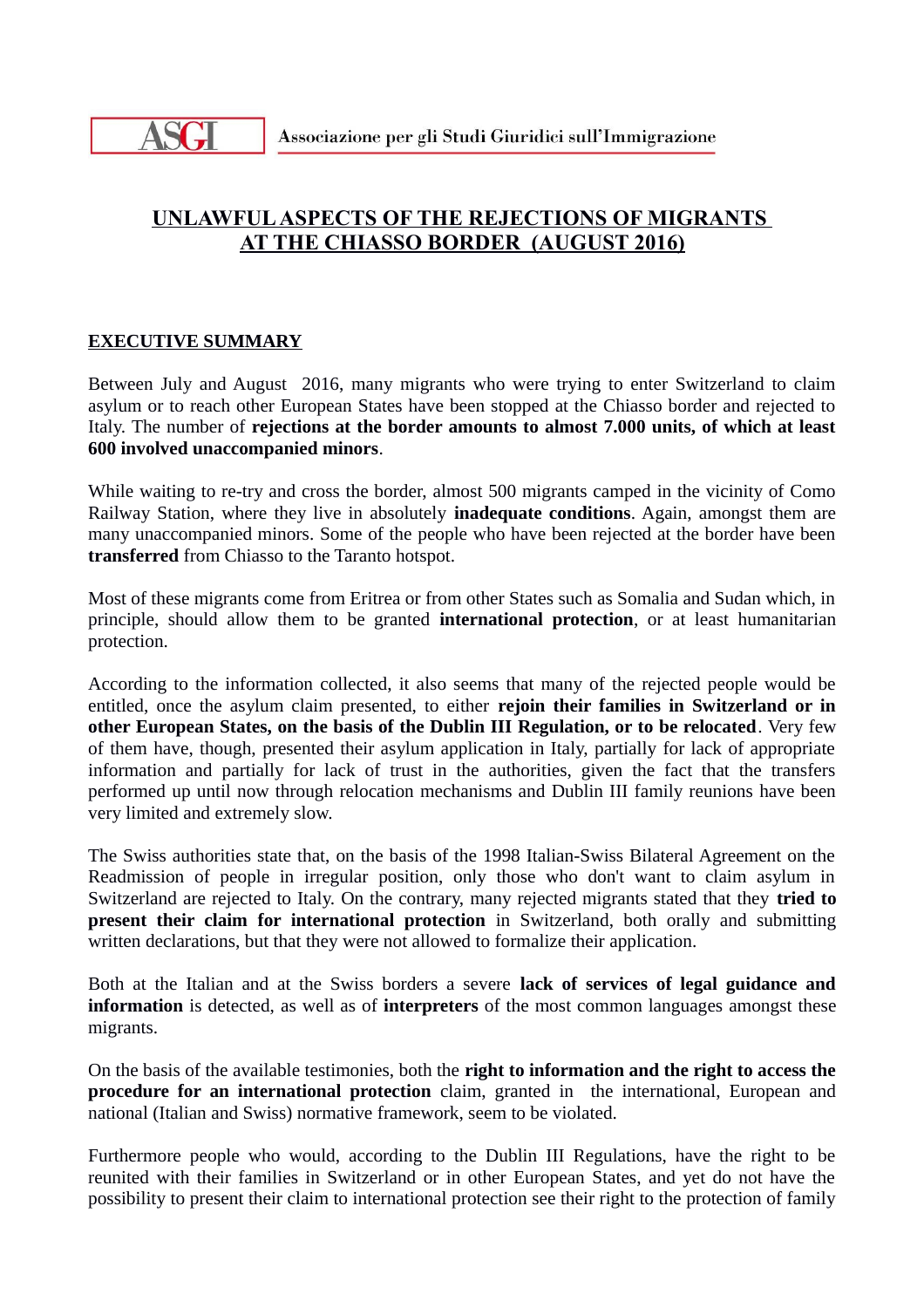ASGI Associazione per gli Studi Giuridici sull'Immigrazione

# UNLAWFUL ASPECTS OF THE REJECTIONS OF MIGRANTS AT THE CHIASSO BORDER (AUGUST 2016)

## EXECUTIVE SUMMARY

Between July and August 2016, many migrants who were trying to enter Switzerland to claim asylum or to reach other European States have been stopped at the Chiasso border and rejected to Italy. The number of **rejections at the border amounts to almost 7.000 units, of which at least 600 involved unaccompanied minors**.

While waiting to re-try and cross the border, almost 500 migrants camped in the vicinity of Como Railway Station, where they live in absolutely **inadequate conditions**. Again, amongst them are many unaccompanied minors. Some of the people who have been rejected at the border have been **transferred** from Chiasso to the Taranto hotspot.

Most of these migrants come from Eritrea or from other States such as Somalia and Sudan which, in principle, should allow them to be granted **international protection**, or at least humanitarian protection.

According to the information collected, it also seems that many of the rejected people would be entitled, once the asylum claim presented, to either **rejoin their families in Switzerland or in other European States, on the basis of the Dublin III Regulation, or to be relocated**. Very few of them have, though, presented their asylum application in Italy, partially for lack of appropriate information and partially for lack of trust in the authorities, given the fact that the transfers performed up until now through relocation mechanisms and Dublin III family reunions have been very limited and extremely slow.

The Swiss authorities state that, on the basis of the 1998 Italian-Swiss Bilateral Agreement on the Readmission of people in irregular position, only those who don't want to claim asylum in Switzerland are rejected to Italy. On the contrary, many rejected migrants stated that they **tried to present their claim for international protection** in Switzerland, both orally and submitting written declarations, but that they were not allowed to formalize their application.

Both at the Italian and at the Swiss borders a severe **lack of services of legal guidance and information** is detected, as well as of **interpreters** of the most common languages amongst these migrants.

On the basis of the available testimonies, both the **right to information and the right to access the procedure for an international protection** claim, granted in the international, European and national (Italian and Swiss) normative framework, seem to be violated.

Furthermore people who would, according to the Dublin III Regulations, have the right to be reunited with their families in Switzerland or in other European States, and yet do not have the possibility to present their claim to international protection see their right to the protection of family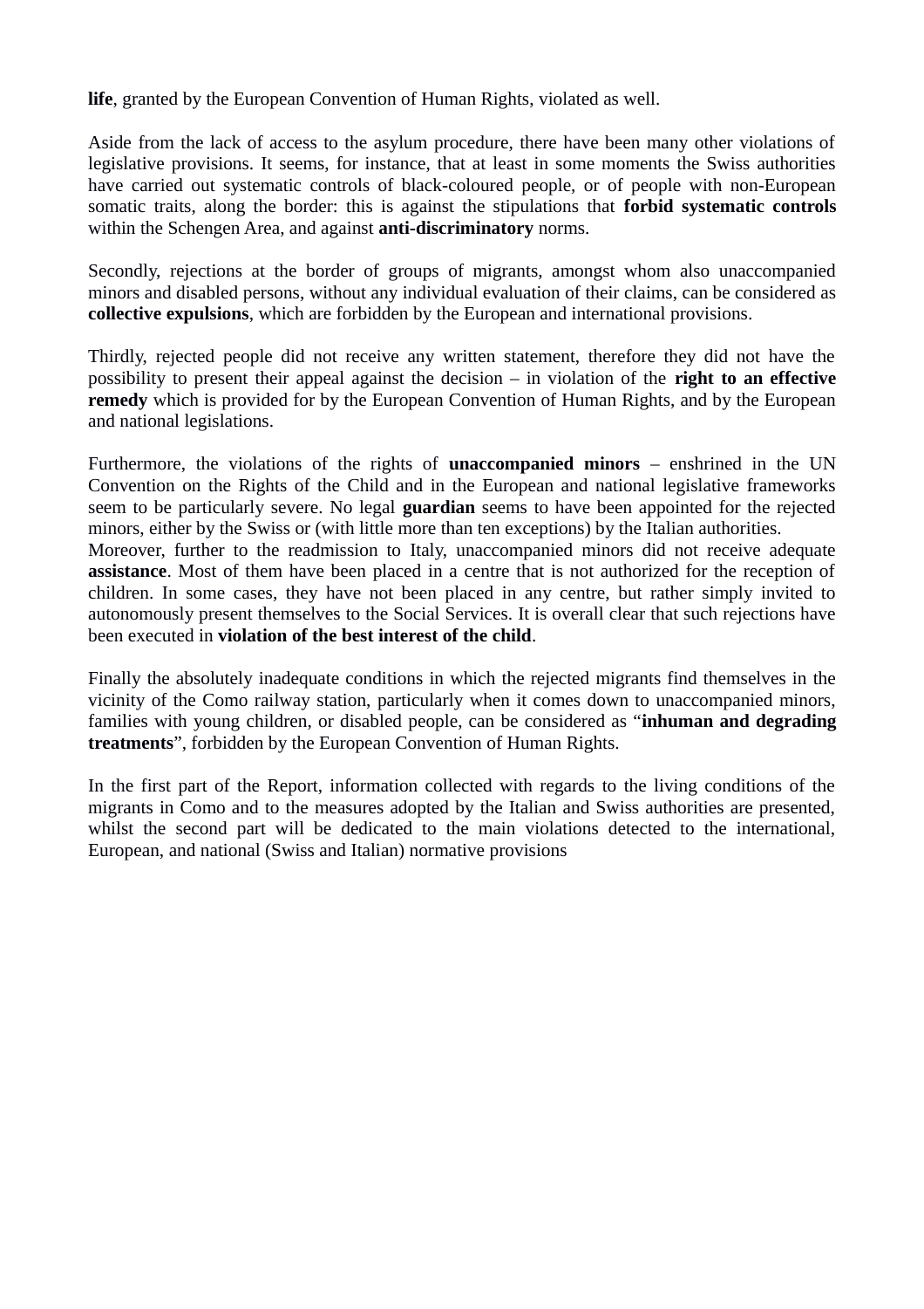**life**, granted by the European Convention of Human Rights, violated as well.

Aside from the lack of access to the asylum procedure, there have been many other violations of legislative provisions. It seems, for instance, that at least in some moments the Swiss authorities have carried out systematic controls of black-coloured people, or of people with non-European somatic traits, along the border: this is against the stipulations that **forbid systematic controls** within the Schengen Area, and against **anti-discriminatory** norms.

Secondly, rejections at the border of groups of migrants, amongst whom also unaccompanied minors and disabled persons, without any individual evaluation of their claims, can be considered as **collective expulsions**, which are forbidden by the European and international provisions.

Thirdly, rejected people did not receive any written statement, therefore they did not have the possibility to present their appeal against the decision – in violation of the **right to an effective remedy** which is provided for by the European Convention of Human Rights, and by the European and national legislations.

Furthermore, the violations of the rights of **unaccompanied minors** – enshrined in the UN Convention on the Rights of the Child and in the European and national legislative frameworks seem to be particularly severe. No legal **guardian** seems to have been appointed for the rejected minors, either by the Swiss or (with little more than ten exceptions) by the Italian authorities.
Moreover, further to the readmission to Italy, unaccompanied minors did not receive adequate **assistance**. Most of them have been placed in a centre that is not authorized for the reception of children. In some cases, they have not been placed in any centre, but rather simply invited to autonomously present themselves to the Social Services. It is overall clear that such rejections have been executed in **violation of the best interest of the child**.

Finally the absolutely inadequate conditions in which the rejected migrants find themselves in the vicinity of the Como railway station, particularly when it comes down to unaccompanied minors, families with young children, or disabled people, can be considered as "**inhuman and degrading treatments**", forbidden by the European Convention of Human Rights.

In the first part of the Report, information collected with regards to the living conditions of the migrants in Como and to the measures adopted by the Italian and Swiss authorities are presented, whilst the second part will be dedicated to the main violations detected to the international, European, and national (Swiss and Italian) normative provisions